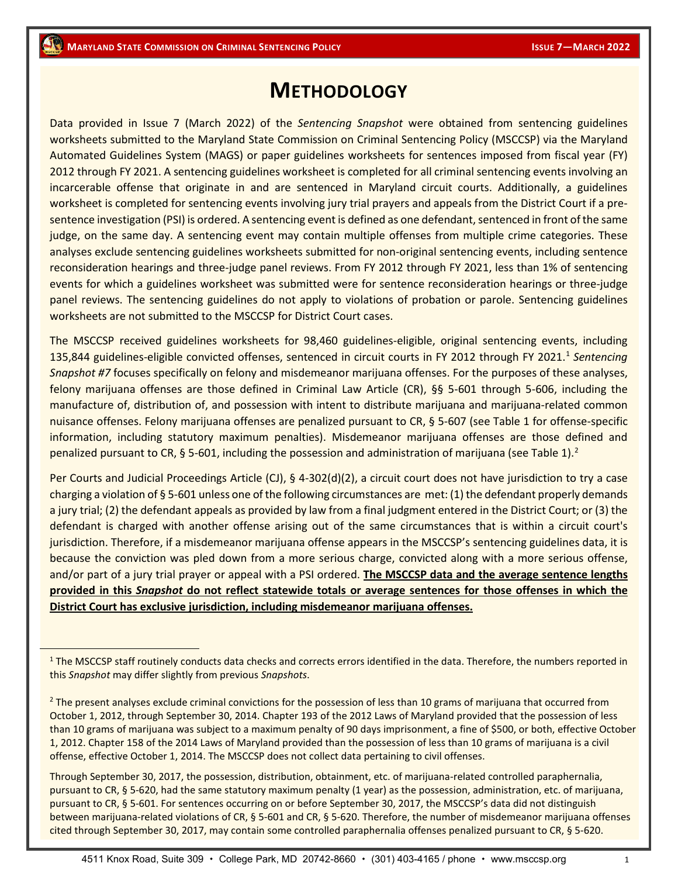# METHODOLOGY

Data provided in Issue 7 (March 2022) of the *Sentencing Snapshot* were obtained from sentencing guidelines worksheets submitted to the Maryland State Commission on Criminal Sentencing Policy (MSCCSP) via the Maryland Automated Guidelines System (MAGS) or paper guidelines worksheets for sentences imposed from fiscal year (FY) 2012 through FY 2021. A sentencing guidelines worksheet is completed for all criminal sentencing events involving an incarcerable offense that originate in and are sentenced in Maryland circuit courts. Additionally, a guidelines worksheet is completed for sentencing events involving jury trial prayers and appeals from the District Court if a pre-sentence investigation (PSI) is ordered. A sentencing event is defined as one defendant, sentenced in front of the same judge, on the same day. A sentencing event may contain multiple offenses from multiple crime categories. These analyses exclude sentencing guidelines worksheets submitted for non-original sentencing events, including sentence reconsideration hearings and three-judge panel reviews. From FY 2012 through FY 2021, less than 1% of sentencing events for which a guidelines worksheet was submitted were for sentence reconsideration hearings or three-judge panel reviews. The sentencing guidelines do not apply to violations of probation or parole. Sentencing guidelines worksheets are not submitted to the MSCCSP for District Court cases.

The MSCCSP received guidelines worksheets for 98,460 guidelines-eligible, original sentencing events, including 135,844 guidelines-eligible convicted offenses, sentenced in circuit courts in FY 2012 through FY 2021.[1] *Sentencing Snapshot #7* focuses specifically on felony and misdemeanor marijuana offenses. For the purposes of these analyses, felony marijuana offenses are those defined in Criminal Law Article (CR), §§ 5-601 through 5-606, including the manufacture of, distribution of, and possession with intent to distribute marijuana and marijuana-related common nuisance offenses. Felony marijuana offenses are penalized pursuant to CR, § 5-607 (see Table 1 for offense-specific information, including statutory maximum penalties). Misdemeanor marijuana offenses are those defined and penalized pursuant to CR, § 5-601, including the possession and administration of marijuana (see Table 1).[2]

Per Courts and Judicial Proceedings Article (CJ), § 4-302(d)(2), a circuit court does not have jurisdiction to try a case charging a violation of § 5-601 unless one of the following circumstances are met: (1) the defendant properly demands a jury trial; (2) the defendant appeals as provided by law from a final judgment entered in the District Court; or (3) the defendant is charged with another offense arising out of the same circumstances that is within a circuit court's jurisdiction. Therefore, if a misdemeanor marijuana offense appears in the MSCCSP's sentencing guidelines data, it is because the conviction was pled down from a more serious charge, convicted along with a more serious offense, and/or part of a jury trial prayer or appeal with a PSI ordered. **The MSCCSP data and the average sentence lengths provided in this *Snapshot* do not reflect statewide totals or average sentences for those offenses in which the District Court has exclusive jurisdiction, including misdemeanor marijuana offenses.**

---

[1] The MSCCSP staff routinely conducts data checks and corrects errors identified in the data. Therefore, the numbers reported in this *Snapshot* may differ slightly from previous *Snapshots*.

[2] The present analyses exclude criminal convictions for the possession of less than 10 grams of marijuana that occurred from October 1, 2012, through September 30, 2014. Chapter 193 of the 2012 Laws of Maryland provided that the possession of less than 10 grams of marijuana was subject to a maximum penalty of 90 days imprisonment, a fine of $500, or both, effective October 1, 2012. Chapter 158 of the 2014 Laws of Maryland provided than the possession of less than 10 grams of marijuana is a civil offense, effective October 1, 2014. The MSCCSP does not collect data pertaining to civil offenses.

Through September 30, 2017, the possession, distribution, obtainment, etc. of marijuana-related controlled paraphernalia, pursuant to CR, § 5-620, had the same statutory maximum penalty (1 year) as the possession, administration, etc. of marijuana, pursuant to CR, § 5-601. For sentences occurring on or before September 30, 2017, the MSCCSP's data did not distinguish between marijuana-related violations of CR, § 5-601 and CR, § 5-620. Therefore, the number of misdemeanor marijuana offenses cited through September 30, 2017, may contain some controlled paraphernalia offenses penalized pursuant to CR, § 5-620.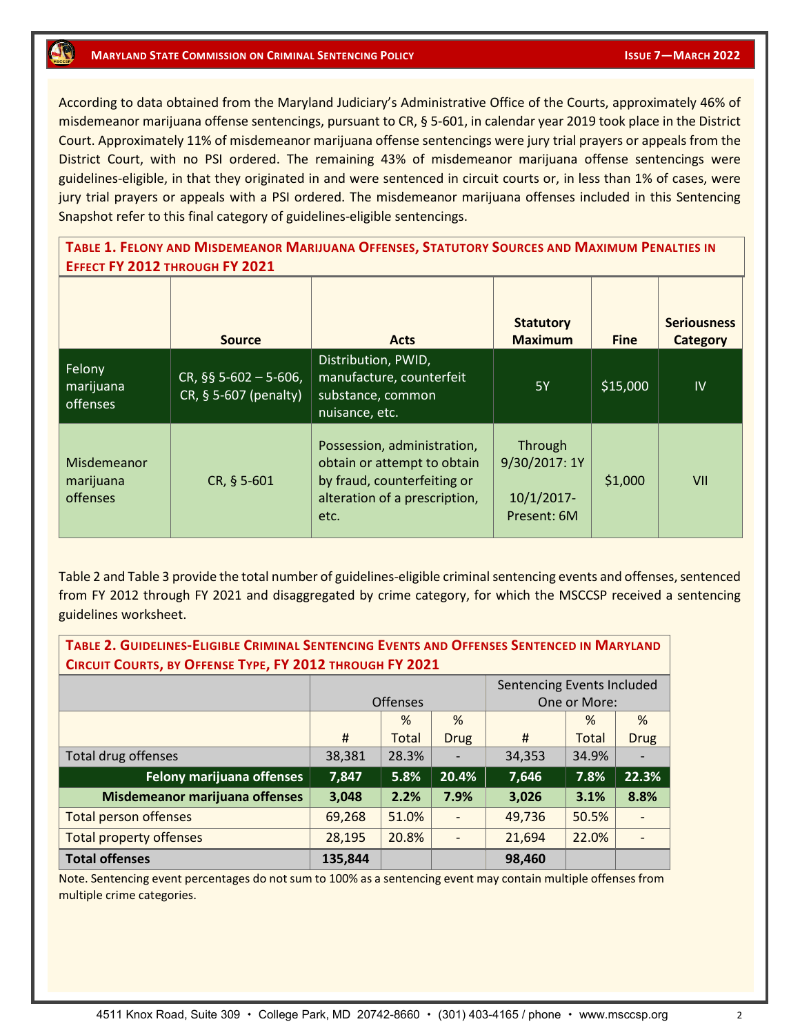According to data obtained from the Maryland Judiciary's Administrative Office of the Courts, approximately 46% of misdemeanor marijuana offense sentencings, pursuant to CR, § 5-601, in calendar year 2019 took place in the District Court. Approximately 11% of misdemeanor marijuana offense sentencings were jury trial prayers or appeals from the District Court, with no PSI ordered. The remaining 43% of misdemeanor marijuana offense sentencings were guidelines-eligible, in that they originated in and were sentenced in circuit courts or, in less than 1% of cases, were jury trial prayers or appeals with a PSI ordered. The misdemeanor marijuana offenses included in this Sentencing Snapshot refer to this final category of guidelines-eligible sentencings.

**Table 1. Felony and Misdemeanor Marijuana Offenses, Statutory Sources and Maximum Penalties in Effect FY 2012 through FY 2021**

| | Source | Acts | Statutory Maximum | Fine | Seriousness Category |
|---|---|---|---|---|---|
| Felony marijuana offenses | CR, §§ 5-602 – 5-606, CR, § 5-607 (penalty) | Distribution, PWID, manufacture, counterfeit substance, common nuisance, etc. | 5Y | $15,000 | IV |
| Misdemeanor marijuana offenses | CR, § 5-601 | Possession, administration, obtain or attempt to obtain by fraud, counterfeiting or alteration of a prescription, etc. | Through 9/30/2017: 1Y<br>10/1/2017-Present: 6M | $1,000 | VII |

Table 2 and Table 3 provide the total number of guidelines-eligible criminal sentencing events and offenses, sentenced from FY 2012 through FY 2021 and disaggregated by crime category, for which the MSCCSP received a sentencing guidelines worksheet.

**Table 2. Guidelines-Eligible Criminal Sentencing Events and Offenses Sentenced in Maryland Circuit Courts, by Offense Type, FY 2012 through FY 2021**

| | Offenses | | | Sentencing Events Included One or More: | | |
|---|---|---|---|---|---|---|
| | # | % Total | % Drug | # | % Total | % Drug |
| Total drug offenses | 38,381 | 28.3% | - | 34,353 | 34.9% | - |
| **Felony marijuana offenses** | **7,847** | **5.8%** | **20.4%** | **7,646** | **7.8%** | **22.3%** |
| **Misdemeanor marijuana offenses** | **3,048** | **2.2%** | **7.9%** | **3,026** | **3.1%** | **8.8%** |
| Total person offenses | 69,268 | 51.0% | - | 49,736 | 50.5% | - |
| Total property offenses | 28,195 | 20.8% | - | 21,694 | 22.0% | - |
| **Total offenses** | **135,844** | | | **98,460** | | |

Note. Sentencing event percentages do not sum to 100% as a sentencing event may contain multiple offenses from multiple crime categories.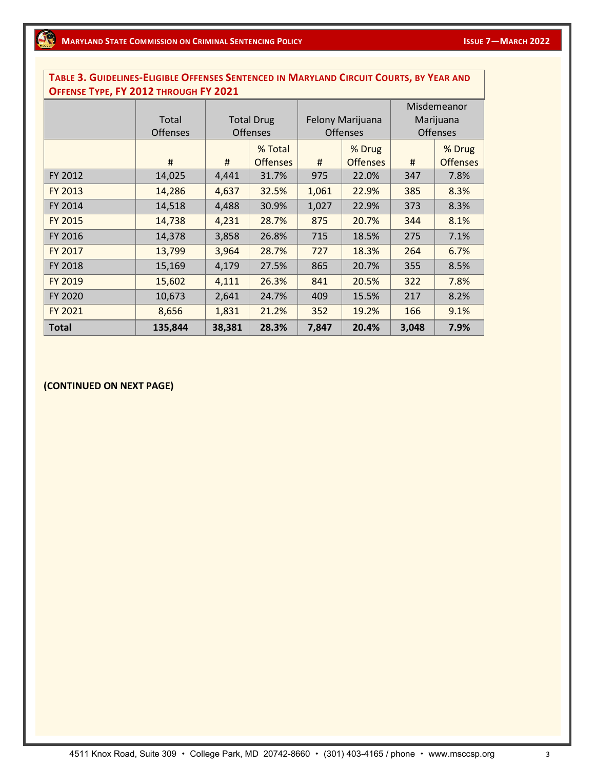**TABLE 3. GUIDELINES-ELIGIBLE OFFENSES SENTENCED IN MARYLAND CIRCUIT COURTS, BY YEAR AND OFFENSE TYPE, FY 2012 THROUGH FY 2021**

| | Total Offenses | Total Drug Offenses | | Felony Marijuana Offenses | | Misdemeanor Marijuana Offenses | |
|---|---|---|---|---|---|---|---|
| | # | # | % Total Offenses | # | % Drug Offenses | # | % Drug Offenses |
| FY 2012 | 14,025 | 4,441 | 31.7% | 975 | 22.0% | 347 | 7.8% |
| FY 2013 | 14,286 | 4,637 | 32.5% | 1,061 | 22.9% | 385 | 8.3% |
| FY 2014 | 14,518 | 4,488 | 30.9% | 1,027 | 22.9% | 373 | 8.3% |
| FY 2015 | 14,738 | 4,231 | 28.7% | 875 | 20.7% | 344 | 8.1% |
| FY 2016 | 14,378 | 3,858 | 26.8% | 715 | 18.5% | 275 | 7.1% |
| FY 2017 | 13,799 | 3,964 | 28.7% | 727 | 18.3% | 264 | 6.7% |
| FY 2018 | 15,169 | 4,179 | 27.5% | 865 | 20.7% | 355 | 8.5% |
| FY 2019 | 15,602 | 4,111 | 26.3% | 841 | 20.5% | 322 | 7.8% |
| FY 2020 | 10,673 | 2,641 | 24.7% | 409 | 15.5% | 217 | 8.2% |
| FY 2021 | 8,656 | 1,831 | 21.2% | 352 | 19.2% | 166 | 9.1% |
| **Total** | **135,844** | **38,381** | **28.3%** | **7,847** | **20.4%** | **3,048** | **7.9%** |

**(CONTINUED ON NEXT PAGE)**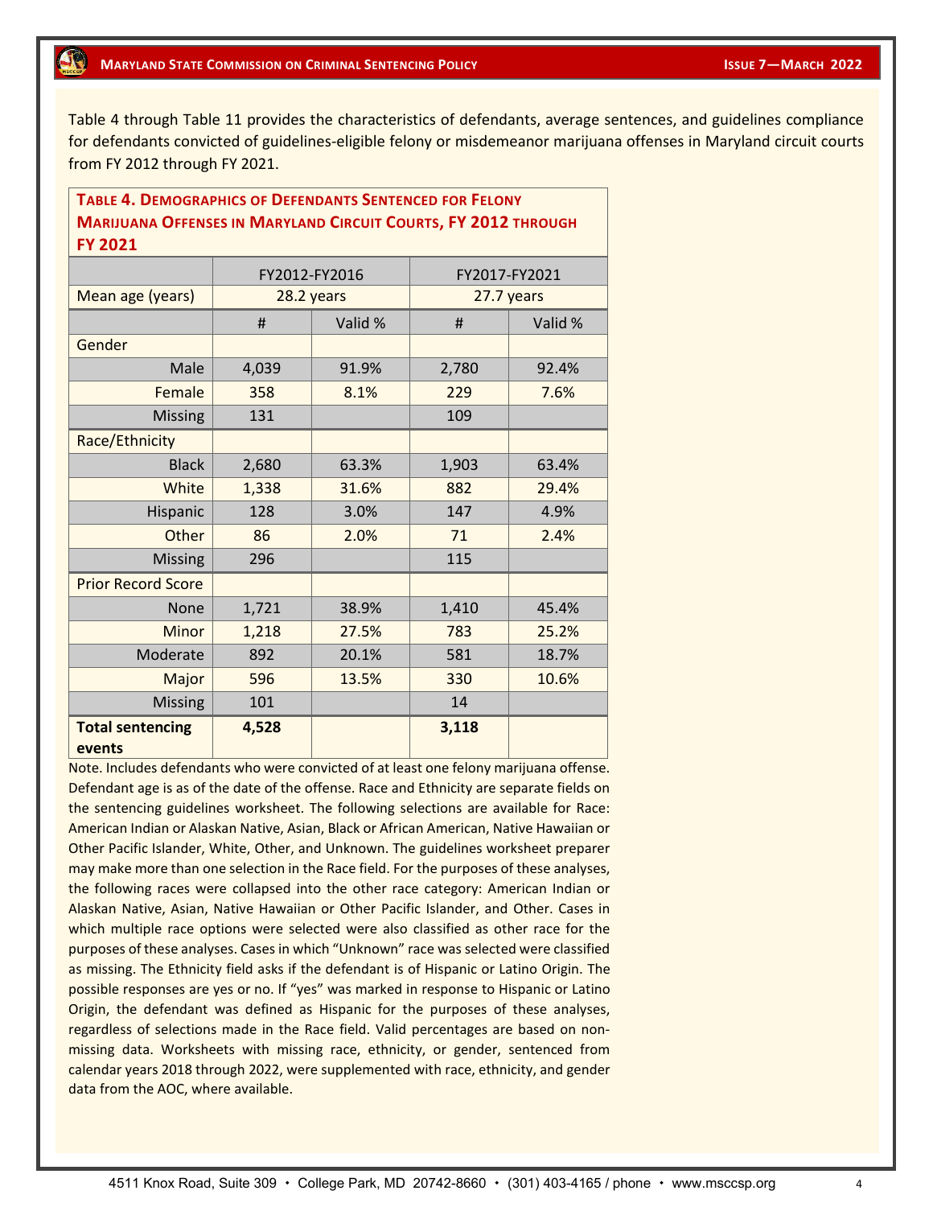Table 4 through Table 11 provides the characteristics of defendants, average sentences, and guidelines compliance for defendants convicted of guidelines-eligible felony or misdemeanor marijuana offenses in Maryland circuit courts from FY 2012 through FY 2021.

**TABLE 4. DEMOGRAPHICS OF DEFENDANTS SENTENCED FOR FELONY MARIJUANA OFFENSES IN MARYLAND CIRCUIT COURTS, FY 2012 THROUGH FY 2021**

| | FY2012-FY2016 | | FY2017-FY2021 | |
|---|---|---|---|---|
| Mean age (years) | 28.2 years | | 27.7 years | |
| | # | Valid % | # | Valid % |
| Gender | | | | |
| Male | 4,039 | 91.9% | 2,780 | 92.4% |
| Female | 358 | 8.1% | 229 | 7.6% |
| Missing | 131 | | 109 | |
| Race/Ethnicity | | | | |
| Black | 2,680 | 63.3% | 1,903 | 63.4% |
| White | 1,338 | 31.6% | 882 | 29.4% |
| Hispanic | 128 | 3.0% | 147 | 4.9% |
| Other | 86 | 2.0% | 71 | 2.4% |
| Missing | 296 | | 115 | |
| Prior Record Score | | | | |
| None | 1,721 | 38.9% | 1,410 | 45.4% |
| Minor | 1,218 | 27.5% | 783 | 25.2% |
| Moderate | 892 | 20.1% | 581 | 18.7% |
| Major | 596 | 13.5% | 330 | 10.6% |
| Missing | 101 | | 14 | |
| **Total sentencing events** | **4,528** | | **3,118** | |

Note. Includes defendants who were convicted of at least one felony marijuana offense. Defendant age is as of the date of the offense. Race and Ethnicity are separate fields on the sentencing guidelines worksheet. The following selections are available for Race: American Indian or Alaskan Native, Asian, Black or African American, Native Hawaiian or Other Pacific Islander, White, Other, and Unknown. The guidelines worksheet preparer may make more than one selection in the Race field. For the purposes of these analyses, the following races were collapsed into the other race category: American Indian or Alaskan Native, Asian, Native Hawaiian or Other Pacific Islander, and Other. Cases in which multiple race options were selected were also classified as other race for the purposes of these analyses. Cases in which "Unknown" race was selected were classified as missing. The Ethnicity field asks if the defendant is of Hispanic or Latino Origin. The possible responses are yes or no. If "yes" was marked in response to Hispanic or Latino Origin, the defendant was defined as Hispanic for the purposes of these analyses, regardless of selections made in the Race field. Valid percentages are based on non-missing data. Worksheets with missing race, ethnicity, or gender, sentenced from calendar years 2018 through 2022, were supplemented with race, ethnicity, and gender data from the AOC, where available.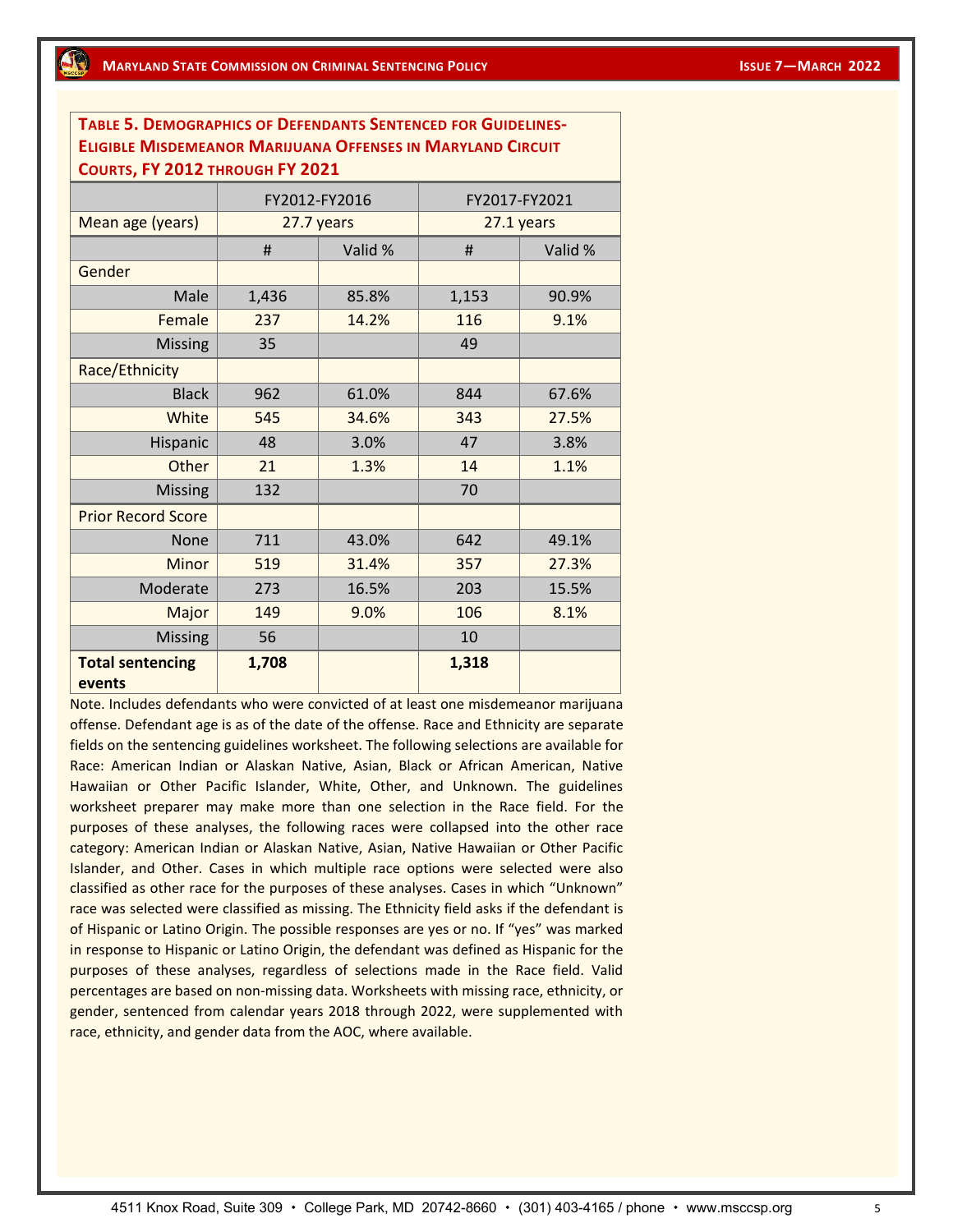**Table 5. Demographics of Defendants Sentenced for Guidelines-Eligible Misdemeanor Marijuana Offenses in Maryland Circuit Courts, FY 2012 through FY 2021**

| | FY2012-FY2016 | | FY2017-FY2021 | |
|---|---|---|---|---|
| Mean age (years) | 27.7 years | | 27.1 years | |
| | # | Valid % | # | Valid % |
| Gender | | | | |
| Male | 1,436 | 85.8% | 1,153 | 90.9% |
| Female | 237 | 14.2% | 116 | 9.1% |
| Missing | 35 | | 49 | |
| Race/Ethnicity | | | | |
| Black | 962 | 61.0% | 844 | 67.6% |
| White | 545 | 34.6% | 343 | 27.5% |
| Hispanic | 48 | 3.0% | 47 | 3.8% |
| Other | 21 | 1.3% | 14 | 1.1% |
| Missing | 132 | | 70 | |
| Prior Record Score | | | | |
| None | 711 | 43.0% | 642 | 49.1% |
| Minor | 519 | 31.4% | 357 | 27.3% |
| Moderate | 273 | 16.5% | 203 | 15.5% |
| Major | 149 | 9.0% | 106 | 8.1% |
| Missing | 56 | | 10 | |
| **Total sentencing events** | **1,708** | | **1,318** | |

Note. Includes defendants who were convicted of at least one misdemeanor marijuana offense. Defendant age is as of the date of the offense. Race and Ethnicity are separate fields on the sentencing guidelines worksheet. The following selections are available for Race: American Indian or Alaskan Native, Asian, Black or African American, Native Hawaiian or Other Pacific Islander, White, Other, and Unknown. The guidelines worksheet preparer may make more than one selection in the Race field. For the purposes of these analyses, the following races were collapsed into the other race category: American Indian or Alaskan Native, Asian, Native Hawaiian or Other Pacific Islander, and Other. Cases in which multiple race options were selected were also classified as other race for the purposes of these analyses. Cases in which "Unknown" race was selected were classified as missing. The Ethnicity field asks if the defendant is of Hispanic or Latino Origin. The possible responses are yes or no. If "yes" was marked in response to Hispanic or Latino Origin, the defendant was defined as Hispanic for the purposes of these analyses, regardless of selections made in the Race field. Valid percentages are based on non-missing data. Worksheets with missing race, ethnicity, or gender, sentenced from calendar years 2018 through 2022, were supplemented with race, ethnicity, and gender data from the AOC, where available.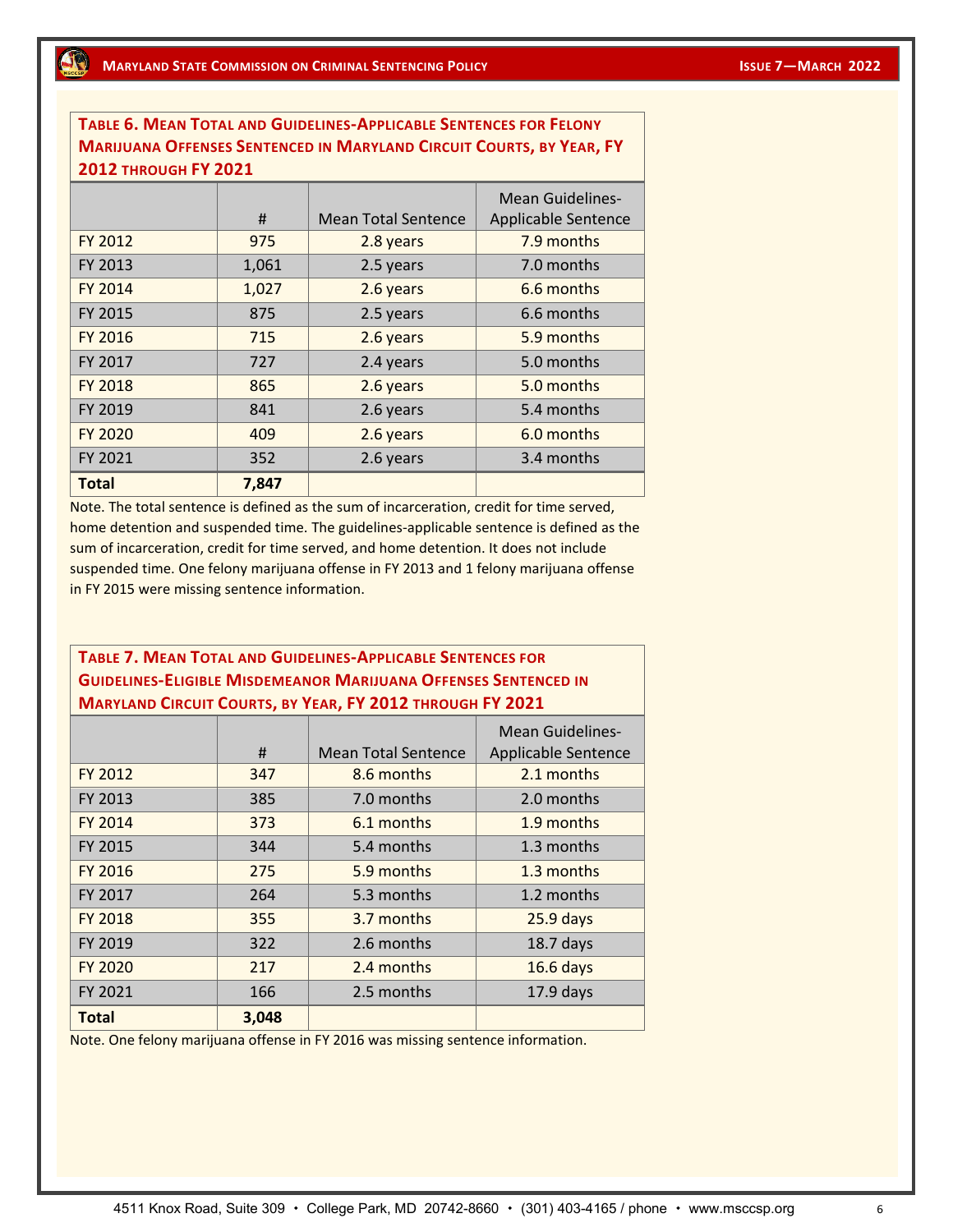**Table 6. Mean Total and Guidelines-Applicable Sentences for Felony Marijuana Offenses Sentenced in Maryland Circuit Courts, by Year, FY 2012 through FY 2021**

| | # | Mean Total Sentence | Mean Guidelines-Applicable Sentence |
|---|---|---|---|
| FY 2012 | 975 | 2.8 years | 7.9 months |
| FY 2013 | 1,061 | 2.5 years | 7.0 months |
| FY 2014 | 1,027 | 2.6 years | 6.6 months |
| FY 2015 | 875 | 2.5 years | 6.6 months |
| FY 2016 | 715 | 2.6 years | 5.9 months |
| FY 2017 | 727 | 2.4 years | 5.0 months |
| FY 2018 | 865 | 2.6 years | 5.0 months |
| FY 2019 | 841 | 2.6 years | 5.4 months |
| FY 2020 | 409 | 2.6 years | 6.0 months |
| FY 2021 | 352 | 2.6 years | 3.4 months |
| **Total** | **7,847** | | |

Note. The total sentence is defined as the sum of incarceration, credit for time served, home detention and suspended time. The guidelines-applicable sentence is defined as the sum of incarceration, credit for time served, and home detention. It does not include suspended time. One felony marijuana offense in FY 2013 and 1 felony marijuana offense in FY 2015 were missing sentence information.

**Table 7. Mean Total and Guidelines-Applicable Sentences for Guidelines-Eligible Misdemeanor Marijuana Offenses Sentenced in Maryland Circuit Courts, by Year, FY 2012 through FY 2021**

| | # | Mean Total Sentence | Mean Guidelines-Applicable Sentence |
|---|---|---|---|
| FY 2012 | 347 | 8.6 months | 2.1 months |
| FY 2013 | 385 | 7.0 months | 2.0 months |
| FY 2014 | 373 | 6.1 months | 1.9 months |
| FY 2015 | 344 | 5.4 months | 1.3 months |
| FY 2016 | 275 | 5.9 months | 1.3 months |
| FY 2017 | 264 | 5.3 months | 1.2 months |
| FY 2018 | 355 | 3.7 months | 25.9 days |
| FY 2019 | 322 | 2.6 months | 18.7 days |
| FY 2020 | 217 | 2.4 months | 16.6 days |
| FY 2021 | 166 | 2.5 months | 17.9 days |
| **Total** | **3,048** | | |

Note. One felony marijuana offense in FY 2016 was missing sentence information.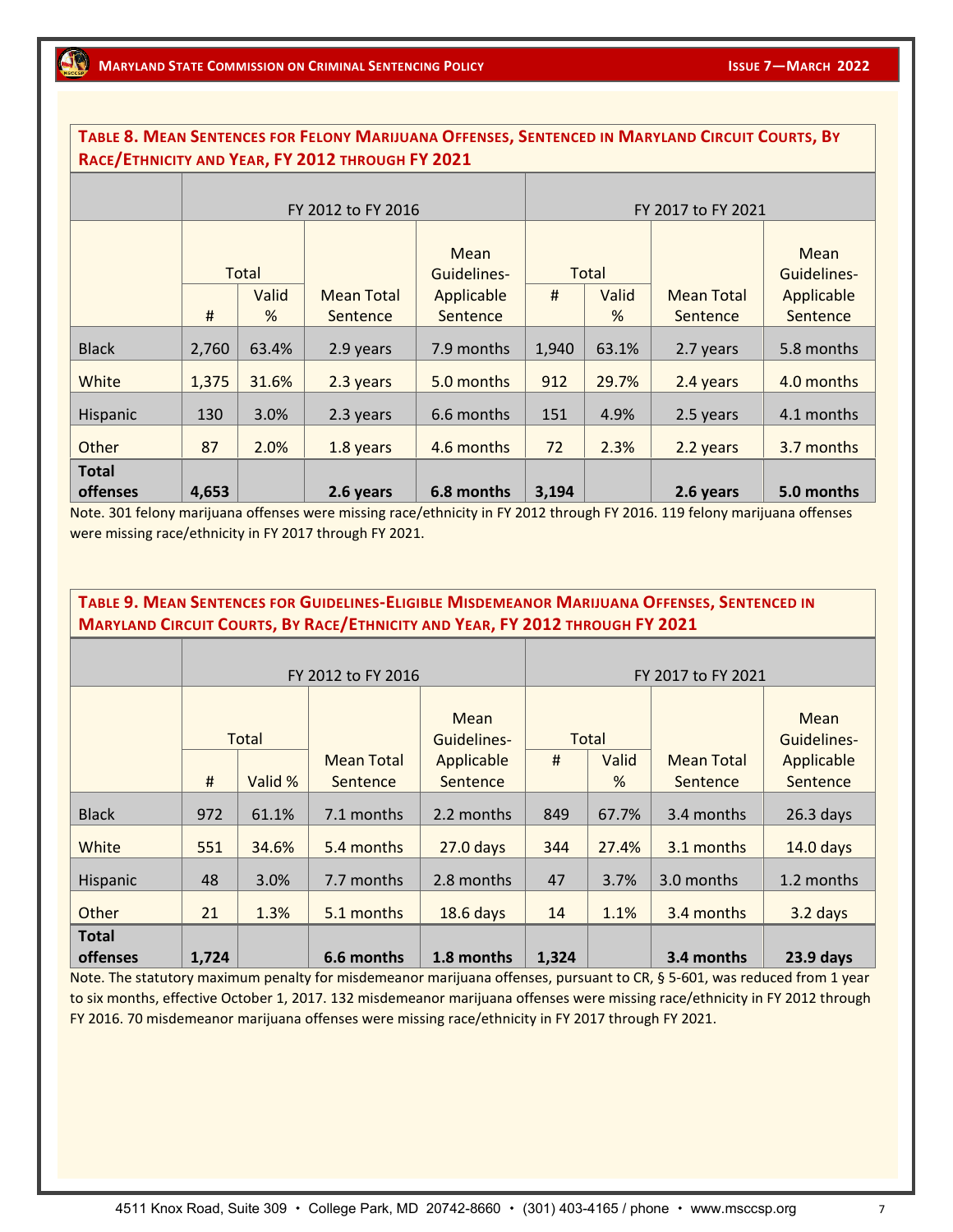**Table 8. Mean Sentences for Felony Marijuana Offenses, Sentenced in Maryland Circuit Courts, By Race/Ethnicity and Year, FY 2012 through FY 2021**

| | FY 2012 to FY 2016 | | | | FY 2017 to FY 2021 | | | |
|---|---|---|---|---|---|---|---|---|
| | Total # | Total Valid % | Mean Total Sentence | Mean Guidelines-Applicable Sentence | Total # | Total Valid % | Mean Total Sentence | Mean Guidelines-Applicable Sentence |
| Black | 2,760 | 63.4% | 2.9 years | 7.9 months | 1,940 | 63.1% | 2.7 years | 5.8 months |
| White | 1,375 | 31.6% | 2.3 years | 5.0 months | 912 | 29.7% | 2.4 years | 4.0 months |
| Hispanic | 130 | 3.0% | 2.3 years | 6.6 months | 151 | 4.9% | 2.5 years | 4.1 months |
| Other | 87 | 2.0% | 1.8 years | 4.6 months | 72 | 2.3% | 2.2 years | 3.7 months |
| **Total offenses** | **4,653** | | **2.6 years** | **6.8 months** | **3,194** | | **2.6 years** | **5.0 months** |

Note. 301 felony marijuana offenses were missing race/ethnicity in FY 2012 through FY 2016. 119 felony marijuana offenses were missing race/ethnicity in FY 2017 through FY 2021.

**Table 9. Mean Sentences for Guidelines-Eligible Misdemeanor Marijuana Offenses, Sentenced in Maryland Circuit Courts, By Race/Ethnicity and Year, FY 2012 through FY 2021**

| | FY 2012 to FY 2016 | | | | FY 2017 to FY 2021 | | | |
|---|---|---|---|---|---|---|---|---|
| | Total # | Total Valid % | Mean Total Sentence | Mean Guidelines-Applicable Sentence | Total # | Total Valid % | Mean Total Sentence | Mean Guidelines-Applicable Sentence |
| Black | 972 | 61.1% | 7.1 months | 2.2 months | 849 | 67.7% | 3.4 months | 26.3 days |
| White | 551 | 34.6% | 5.4 months | 27.0 days | 344 | 27.4% | 3.1 months | 14.0 days |
| Hispanic | 48 | 3.0% | 7.7 months | 2.8 months | 47 | 3.7% | 3.0 months | 1.2 months |
| Other | 21 | 1.3% | 5.1 months | 18.6 days | 14 | 1.1% | 3.4 months | 3.2 days |
| **Total offenses** | **1,724** | | **6.6 months** | **1.8 months** | **1,324** | | **3.4 months** | **23.9 days** |

Note. The statutory maximum penalty for misdemeanor marijuana offenses, pursuant to CR, § 5-601, was reduced from 1 year to six months, effective October 1, 2017. 132 misdemeanor marijuana offenses were missing race/ethnicity in FY 2012 through FY 2016. 70 misdemeanor marijuana offenses were missing race/ethnicity in FY 2017 through FY 2021.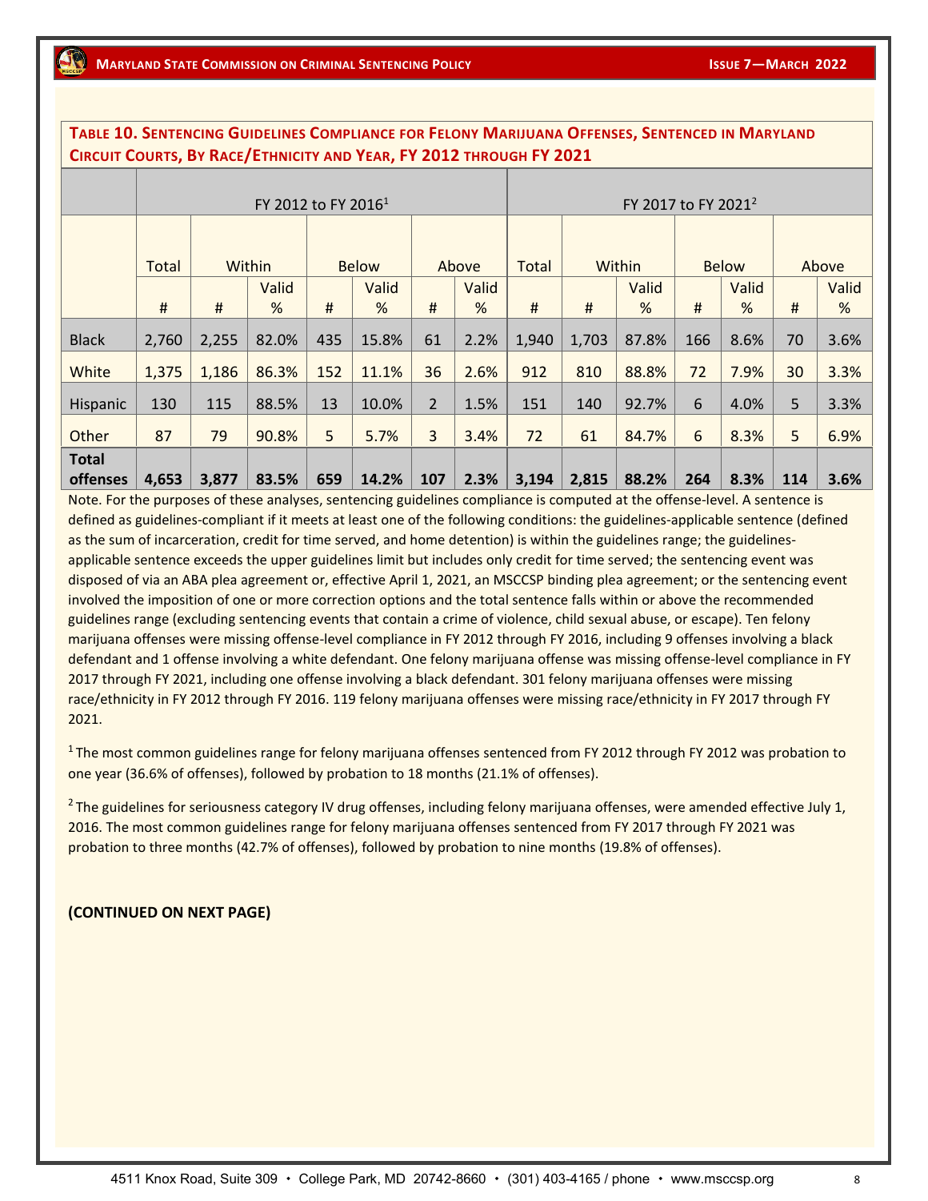**TABLE 10. SENTENCING GUIDELINES COMPLIANCE FOR FELONY MARIJUANA OFFENSES, SENTENCED IN MARYLAND CIRCUIT COURTS, BY RACE/ETHNICITY AND YEAR, FY 2012 THROUGH FY 2021**

| | FY 2012 to FY 2016[1] | | | | | | | FY 2017 to FY 2021[2] | | | | | | |
|---|---|---|---|---|---|---|---|---|---|---|---|---|---|---|
| | Total | Within | | Below | | Above | | Total | Within | | Below | | Above | |
| | # | # | Valid % | # | Valid % | # | Valid % | # | # | Valid % | # | Valid % | # | Valid % |
| Black | 2,760 | 2,255 | 82.0% | 435 | 15.8% | 61 | 2.2% | 1,940 | 1,703 | 87.8% | 166 | 8.6% | 70 | 3.6% |
| White | 1,375 | 1,186 | 86.3% | 152 | 11.1% | 36 | 2.6% | 912 | 810 | 88.8% | 72 | 7.9% | 30 | 3.3% |
| Hispanic | 130 | 115 | 88.5% | 13 | 10.0% | 2 | 1.5% | 151 | 140 | 92.7% | 6 | 4.0% | 5 | 3.3% |
| Other | 87 | 79 | 90.8% | 5 | 5.7% | 3 | 3.4% | 72 | 61 | 84.7% | 6 | 8.3% | 5 | 6.9% |
| **Total offenses** | **4,653** | **3,877** | **83.5%** | **659** | **14.2%** | **107** | **2.3%** | **3,194** | **2,815** | **88.2%** | **264** | **8.3%** | **114** | **3.6%** |

Note. For the purposes of these analyses, sentencing guidelines compliance is computed at the offense-level. A sentence is defined as guidelines-compliant if it meets at least one of the following conditions: the guidelines-applicable sentence (defined as the sum of incarceration, credit for time served, and home detention) is within the guidelines range; the guidelines-applicable sentence exceeds the upper guidelines limit but includes only credit for time served; the sentencing event was disposed of via an ABA plea agreement or, effective April 1, 2021, an MSCCSP binding plea agreement; or the sentencing event involved the imposition of one or more correction options and the total sentence falls within or above the recommended guidelines range (excluding sentencing events that contain a crime of violence, child sexual abuse, or escape). Ten felony marijuana offenses were missing offense-level compliance in FY 2012 through FY 2016, including 9 offenses involving a black defendant and 1 offense involving a white defendant. One felony marijuana offense was missing offense-level compliance in FY 2017 through FY 2021, including one offense involving a black defendant. 301 felony marijuana offenses were missing race/ethnicity in FY 2012 through FY 2016. 119 felony marijuana offenses were missing race/ethnicity in FY 2017 through FY 2021.

[1] The most common guidelines range for felony marijuana offenses sentenced from FY 2012 through FY 2012 was probation to one year (36.6% of offenses), followed by probation to 18 months (21.1% of offenses).

[2] The guidelines for seriousness category IV drug offenses, including felony marijuana offenses, were amended effective July 1, 2016. The most common guidelines range for felony marijuana offenses sentenced from FY 2017 through FY 2021 was probation to three months (42.7% of offenses), followed by probation to nine months (19.8% of offenses).

**(CONTINUED ON NEXT PAGE)**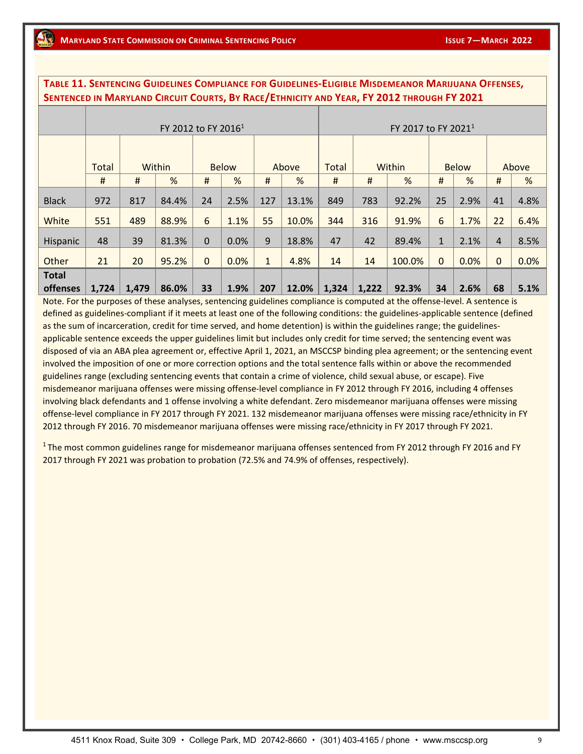**TABLE 11. SENTENCING GUIDELINES COMPLIANCE FOR GUIDELINES-ELIGIBLE MISDEMEANOR MARIJUANA OFFENSES, SENTENCED IN MARYLAND CIRCUIT COURTS, BY RACE/ETHNICITY AND YEAR, FY 2012 THROUGH FY 2021**

| | FY 2012 to FY 2016[1] | | | | | | | FY 2017 to FY 2021[1] | | | | | | |
|---|---|---|---|---|---|---|---|---|---|---|---|---|---|---|
| | Total | Within | | Below | | Above | | Total | Within | | Below | | Above | |
| | # | # | % | # | % | # | % | # | # | % | # | % | # | % |
| Black | 972 | 817 | 84.4% | 24 | 2.5% | 127 | 13.1% | 849 | 783 | 92.2% | 25 | 2.9% | 41 | 4.8% |
| White | 551 | 489 | 88.9% | 6 | 1.1% | 55 | 10.0% | 344 | 316 | 91.9% | 6 | 1.7% | 22 | 6.4% |
| Hispanic | 48 | 39 | 81.3% | 0 | 0.0% | 9 | 18.8% | 47 | 42 | 89.4% | 1 | 2.1% | 4 | 8.5% |
| Other | 21 | 20 | 95.2% | 0 | 0.0% | 1 | 4.8% | 14 | 14 | 100.0% | 0 | 0.0% | 0 | 0.0% |
| **Total offenses** | **1,724** | **1,479** | **86.0%** | **33** | **1.9%** | **207** | **12.0%** | **1,324** | **1,222** | **92.3%** | **34** | **2.6%** | **68** | **5.1%** |

Note. For the purposes of these analyses, sentencing guidelines compliance is computed at the offense-level. A sentence is defined as guidelines-compliant if it meets at least one of the following conditions: the guidelines-applicable sentence (defined as the sum of incarceration, credit for time served, and home detention) is within the guidelines range; the guidelines-applicable sentence exceeds the upper guidelines limit but includes only credit for time served; the sentencing event was disposed of via an ABA plea agreement or, effective April 1, 2021, an MSCCSP binding plea agreement; or the sentencing event involved the imposition of one or more correction options and the total sentence falls within or above the recommended guidelines range (excluding sentencing events that contain a crime of violence, child sexual abuse, or escape). Five misdemeanor marijuana offenses were missing offense-level compliance in FY 2012 through FY 2016, including 4 offenses involving black defendants and 1 offense involving a white defendant. Zero misdemeanor marijuana offenses were missing offense-level compliance in FY 2017 through FY 2021. 132 misdemeanor marijuana offenses were missing race/ethnicity in FY 2012 through FY 2016. 70 misdemeanor marijuana offenses were missing race/ethnicity in FY 2017 through FY 2021.

[1] The most common guidelines range for misdemeanor marijuana offenses sentenced from FY 2012 through FY 2016 and FY 2017 through FY 2021 was probation to probation (72.5% and 74.9% of offenses, respectively).